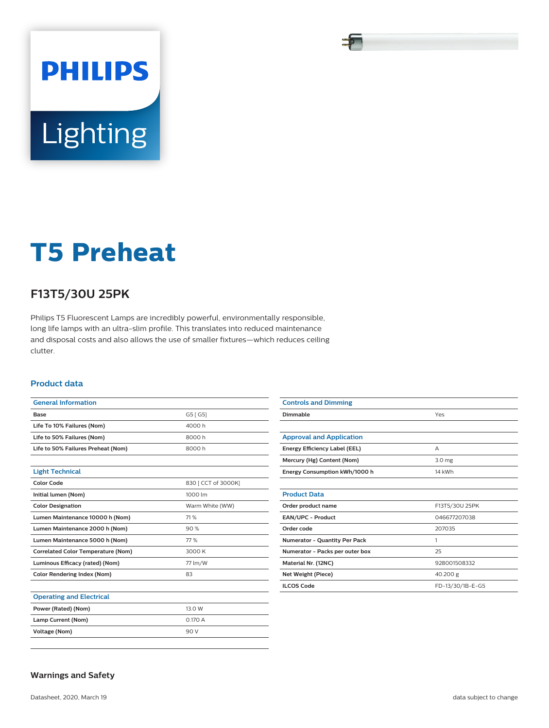PHILIPS

Lighting

# T5 Preheat

## F13T5/30U 25PK

Philips T5 Fluorescent Lamps are incredibly powerful, environmentally responsible, long life lamps with an ultra-slim profile. This translates into reduced maintenance and disposal costs and also allows the use of smaller fixtures—which reduces ceiling clutter.

### Product data

| General Information | |
|---|---|
| Base | G5 [ G5] |
| Life To 10% Failures (Nom) | 4000 h |
| Life to 50% Failures (Nom) | 8000 h |
| Life to 50% Failures Preheat (Nom) | 8000 h |

| Light Technical | |
|---|---|
| Color Code | 830 [ CCT of 3000K] |
| Initial lumen (Nom) | 1000 lm |
| Color Designation | Warm White (WW) |
| Lumen Maintenance 10000 h (Nom) | 71 % |
| Lumen Maintenance 2000 h (Nom) | 90 % |
| Lumen Maintenance 5000 h (Nom) | 77 % |
| Correlated Color Temperature (Nom) | 3000 K |
| Luminous Efficacy (rated) (Nom) | 77 lm/W |
| Color Rendering Index (Nom) | 83 |

| Operating and Electrical | |
|---|---|
| Power (Rated) (Nom) | 13.0 W |
| Lamp Current (Nom) | 0.170 A |
| Voltage (Nom) | 90 V |

| Controls and Dimming | |
|---|---|
| Dimmable | Yes |

| Approval and Application | |
|---|---|
| Energy Efficiency Label (EEL) | A |
| Mercury (Hg) Content (Nom) | 3.0 mg |
| Energy Consumption kWh/1000 h | 14 kWh |

| Product Data | |
|---|---|
| Order product name | F13T5/30U 25PK |
| EAN/UPC - Product | 046677207038 |
| Order code | 207035 |
| Numerator - Quantity Per Pack | 1 |
| Numerator - Packs per outer box | 25 |
| Material Nr. (12NC) | 928001508332 |
| Net Weight (Piece) | 40.200 g |
| ILCOS Code | FD-13/30/1B-E-G5 |

### Warnings and Safety

Datasheet, 2020, March 19

data subject to change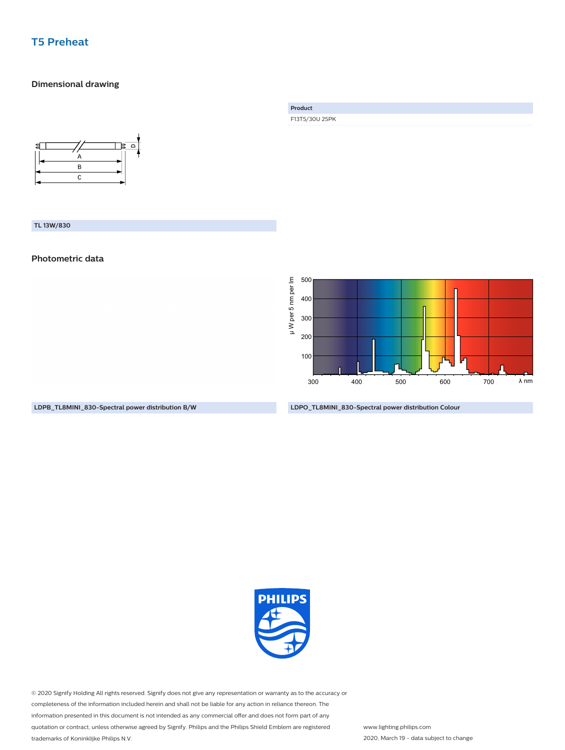## T5 Preheat

### Dimensional drawing

A

B

C

D

| Product |
| --- |
| F13T5/30U 25PK |

TL 13W/830

### Photometric data

μ W per 5 nm per lm

500

400

300

200

100

300

400

500

600

700

λ nm

LDPB_TL8MINI_830-Spectral power distribution B/W

LDPO_TL8MINI_830-Spectral power distribution Colour

© 2020 Signify Holding All rights reserved. Signify does not give any representation or warranty as to the accuracy or completeness of the information included herein and shall not be liable for any action in reliance thereon. The information presented in this document is not intended as any commercial offer and does not form part of any quotation or contract, unless otherwise agreed by Signify. Philips and the Philips Shield Emblem are registered trademarks of Koninklijke Philips N.V.

www.lighting.philips.com

2020, March 19 - data subject to change